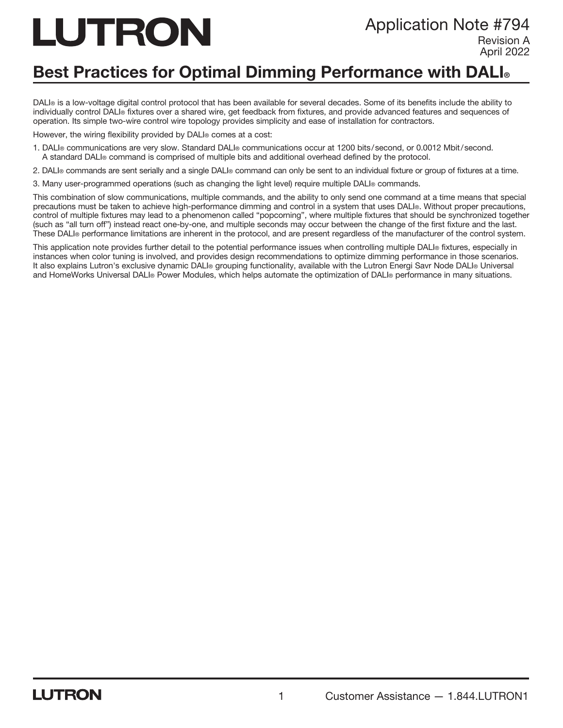# LUTRON

Application Note #794
Revision A
April 2022

## Best Practices for Optimal Dimming Performance with DALI®

DALI® is a low-voltage digital control protocol that has been available for several decades. Some of its benefits include the ability to individually control DALI® fixtures over a shared wire, get feedback from fixtures, and provide advanced features and sequences of operation. Its simple two-wire control wire topology provides simplicity and ease of installation for contractors.

However, the wiring flexibility provided by DALI® comes at a cost:

1. DALI® communications are very slow. Standard DALI® communications occur at 1200 bits/second, or 0.0012 Mbit/second. A standard DALI® command is comprised of multiple bits and additional overhead defined by the protocol.
2. DALI® commands are sent serially and a single DALI® command can only be sent to an individual fixture or group of fixtures at a time.
3. Many user-programmed operations (such as changing the light level) require multiple DALI® commands.

This combination of slow communications, multiple commands, and the ability to only send one command at a time means that special precautions must be taken to achieve high-performance dimming and control in a system that uses DALI®. Without proper precautions, control of multiple fixtures may lead to a phenomenon called "popcorning", where multiple fixtures that should be synchronized together (such as "all turn off") instead react one-by-one, and multiple seconds may occur between the change of the first fixture and the last. These DALI® performance limitations are inherent in the protocol, and are present regardless of the manufacturer of the control system.

This application note provides further detail to the potential performance issues when controlling multiple DALI® fixtures, especially in instances when color tuning is involved, and provides design recommendations to optimize dimming performance in those scenarios. It also explains Lutron's exclusive dynamic DALI® grouping functionality, available with the Lutron Energi Savr Node DALI® Universal and HomeWorks Universal DALI® Power Modules, which helps automate the optimization of DALI® performance in many situations.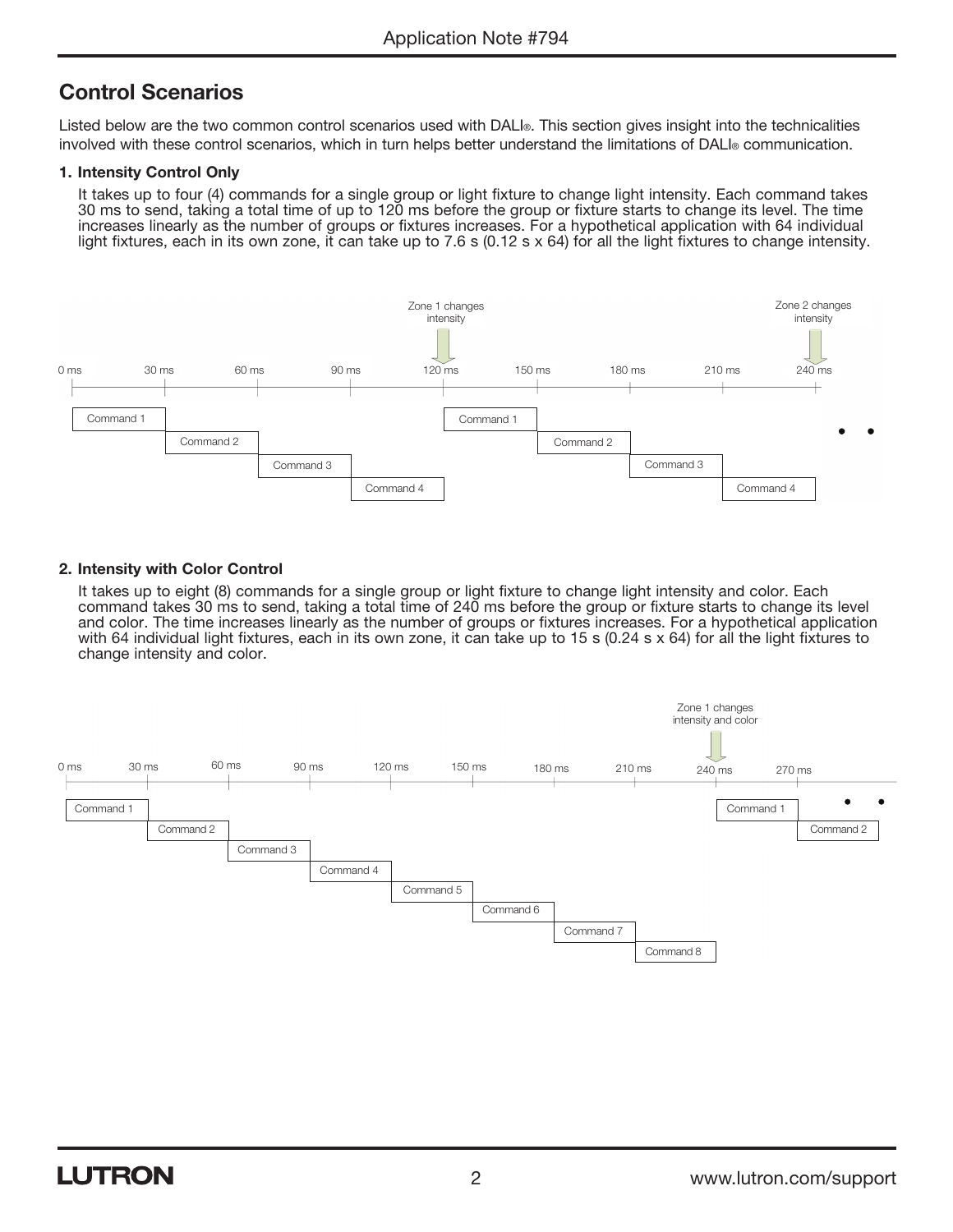## Control Scenarios

Listed below are the two common control scenarios used with DALI®. This section gives insight into the technicalities involved with these control scenarios, which in turn helps better understand the limitations of DALI® communication.

**1. Intensity Control Only**

It takes up to four (4) commands for a single group or light fixture to change light intensity. Each command takes 30 ms to send, taking a total time of up to 120 ms before the group or fixture starts to change its level. The time increases linearly as the number of groups or fixtures increases. For a hypothetical application with 64 individual light fixtures, each in its own zone, it can take up to 7.6 s (0.12 s x 64) for all the light fixtures to change intensity.

Zone 1 changes intensity

Zone 2 changes intensity

0 ms 30 ms 60 ms 90 ms 120 ms 150 ms 180 ms 210 ms 240 ms

Command 1 Command 2 Command 3 Command 4 Command 1 Command 2 Command 3 Command 4

**2. Intensity with Color Control**

It takes up to eight (8) commands for a single group or light fixture to change light intensity and color. Each command takes 30 ms to send, taking a total time of 240 ms before the group or fixture starts to change its level and color. The time increases linearly as the number of groups or fixtures increases. For a hypothetical application with 64 individual light fixtures, each in its own zone, it can take up to 15 s (0.24 s x 64) for all the light fixtures to change intensity and color.

Zone 1 changes intensity and color

0 ms 30 ms 60 ms 90 ms 120 ms 150 ms 180 ms 210 ms 240 ms 270 ms

Command 1 Command 2 Command 3 Command 4 Command 5 Command 6 Command 7 Command 8 Command 1 Command 2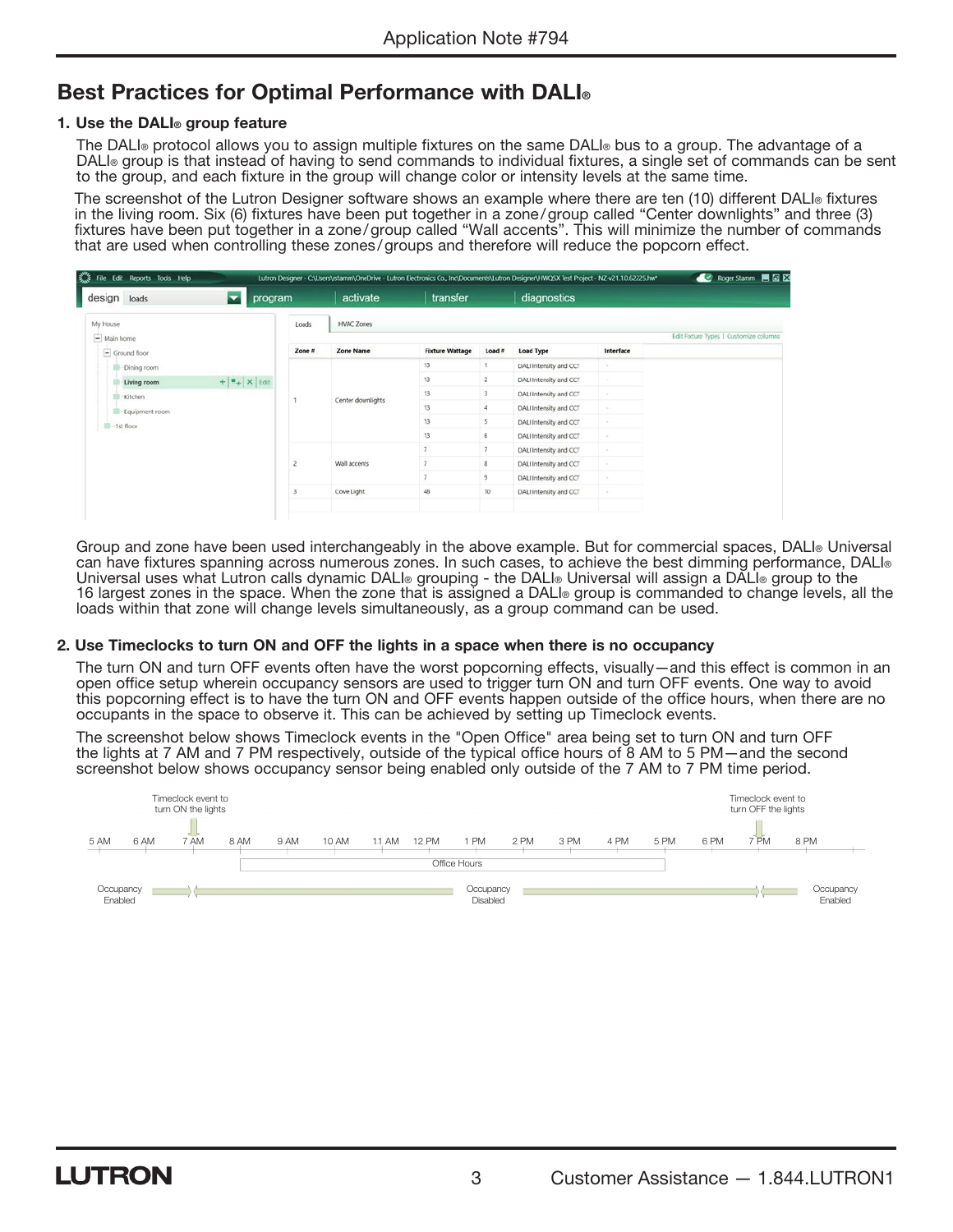## Best Practices for Optimal Performance with DALI®

### 1. Use the DALI® group feature

The DALI® protocol allows you to assign multiple fixtures on the same DALI® bus to a group. The advantage of a DALI® group is that instead of having to send commands to individual fixtures, a single set of commands can be sent to the group, and each fixture in the group will change color or intensity levels at the same time.

The screenshot of the Lutron Designer software shows an example where there are ten (10) different DALI® fixtures in the living room. Six (6) fixtures have been put together in a zone/group called "Center downlights" and three (3) fixtures have been put together in a zone/group called "Wall accents". This will minimize the number of commands that are used when controlling these zones/groups and therefore will reduce the popcorn effect.

| Zone # | Zone Name | Fixture Wattage | Load # | Load Type | Interface |
|---|---|---|---|---|---|
| 1 | Center downlights | 13 | 1 | DALI Intensity and CCT | - |
| | | 13 | 2 | DALI Intensity and CCT | - |
| | | 13 | 3 | DALI Intensity and CCT | - |
| | | 13 | 4 | DALI Intensity and CCT | - |
| | | 13 | 5 | DALI Intensity and CCT | - |
| | | 13 | 6 | DALI Intensity and CCT | - |
| 2 | Wall accents | 7 | 7 | DALI Intensity and CCT | - |
| | | 7 | 8 | DALI Intensity and CCT | - |
| | | 7 | 9 | DALI Intensity and CCT | - |
| 3 | Cove Light | 48 | 10 | DALI Intensity and CCT | - |

Group and zone have been used interchangeably in the above example. But for commercial spaces, DALI® Universal can have fixtures spanning across numerous zones. In such cases, to achieve the best dimming performance, DALI® Universal uses what Lutron calls dynamic DALI® grouping - the DALI® Universal will assign a DALI® group to the 16 largest zones in the space. When the zone that is assigned a DALI® group is commanded to change levels, all the loads within that zone will change levels simultaneously, as a group command can be used.

### 2. Use Timeclocks to turn ON and OFF the lights in a space when there is no occupancy

The turn ON and turn OFF events often have the worst popcorning effects, visually—and this effect is common in an open office setup wherein occupancy sensors are used to trigger turn ON and turn OFF events. One way to avoid this popcorning effect is to have the turn ON and OFF events happen outside of the office hours, when there are no occupants in the space to observe it. This can be achieved by setting up Timeclock events.

The screenshot below shows Timeclock events in the "Open Office" area being set to turn ON and turn OFF the lights at 7 AM and 7 PM respectively, outside of the typical office hours of 8 AM to 5 PM—and the second screenshot below shows occupancy sensor being enabled only outside of the 7 AM to 7 PM time period.

Timeclock event to turn ON the lights (7 AM) — Timeclock event to turn OFF the lights (7 PM)

5 AM | 6 AM | 7 AM | 8 AM | 9 AM | 10 AM | 11 AM | 12 PM | 1 PM | 2 PM | 3 PM | 4 PM | 5 PM | 6 PM | 7 PM | 8 PM

Office Hours (8 AM – 5 PM)

Occupancy Enabled (before 7 AM) — Occupancy Disabled (7 AM – 7 PM) — Occupancy Enabled (after 7 PM)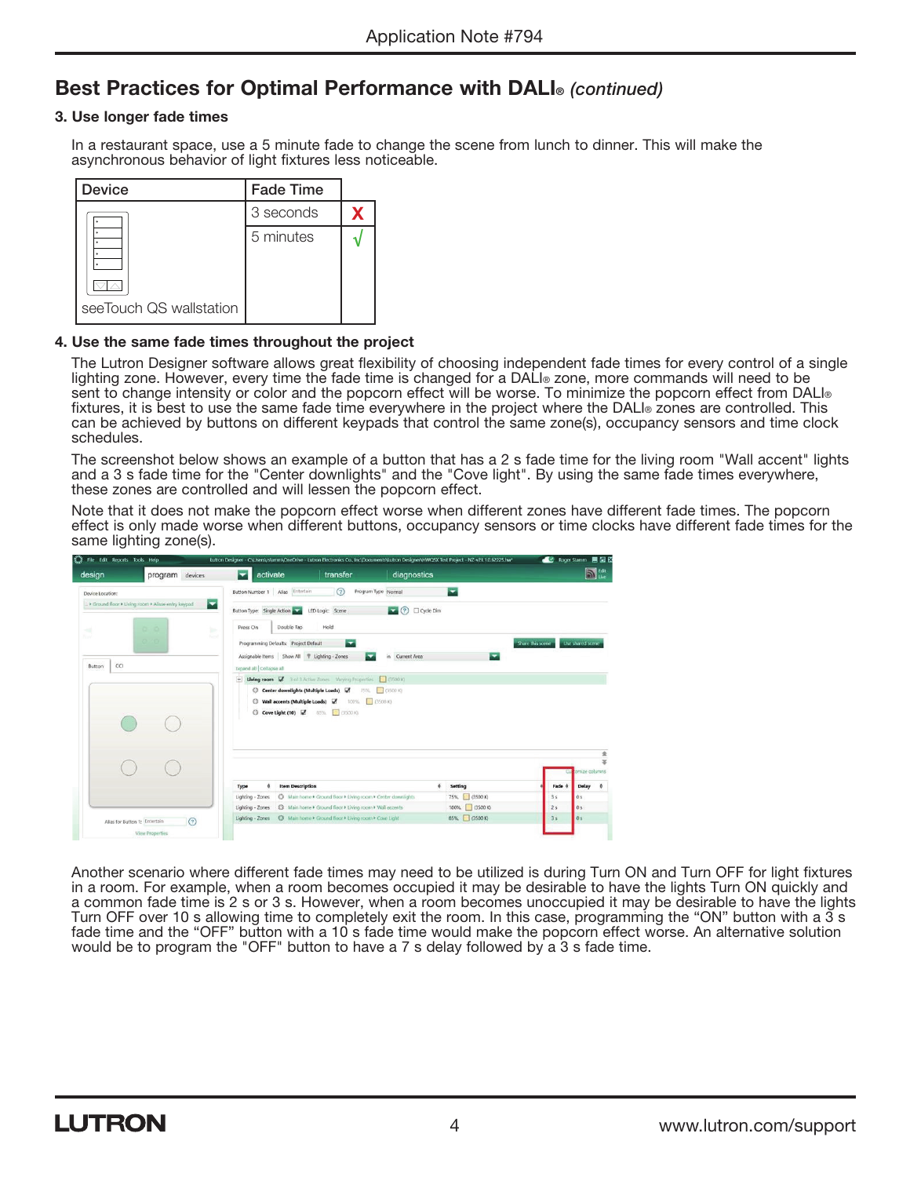## Best Practices for Optimal Performance with DALI® *(continued)*

**3. Use longer fade times**

In a restaurant space, use a 5 minute fade to change the scene from lunch to dinner. This will make the asynchronous behavior of light fixtures less noticeable.

| Device | Fade Time | |
|---|---|---|
| seeTouch QS wallstation | 3 seconds | X |
| | 5 minutes | √ |

**4. Use the same fade times throughout the project**

The Lutron Designer software allows great flexibility of choosing independent fade times for every control of a single lighting zone. However, every time the fade time is changed for a DALI® zone, more commands will need to be sent to change intensity or color and the popcorn effect will be worse. To minimize the popcorn effect from DALI® fixtures, it is best to use the same fade time everywhere in the project where the DALI® zones are controlled. This can be achieved by buttons on different keypads that control the same zone(s), occupancy sensors and time clock schedules.

The screenshot below shows an example of a button that has a 2 s fade time for the living room "Wall accent" lights and a 3 s fade time for the "Center downlights" and the "Cove light". By using the same fade times everywhere, these zones are controlled and will lessen the popcorn effect.

Note that it does not make the popcorn effect worse when different zones have different fade times. The popcorn effect is only made worse when different buttons, occupancy sensors or time clocks have different fade times for the same lighting zone(s).

Another scenario where different fade times may need to be utilized is during Turn ON and Turn OFF for light fixtures in a room. For example, when a room becomes occupied it may be desirable to have the lights Turn ON quickly and a common fade time is 2 s or 3 s. However, when a room becomes unoccupied it may be desirable to have the lights Turn OFF over 10 s allowing time to completely exit the room. In this case, programming the "ON" button with a 3 s fade time and the "OFF" button with a 10 s fade time would make the popcorn effect worse. An alternative solution would be to program the "OFF" button to have a 7 s delay followed by a 3 s fade time.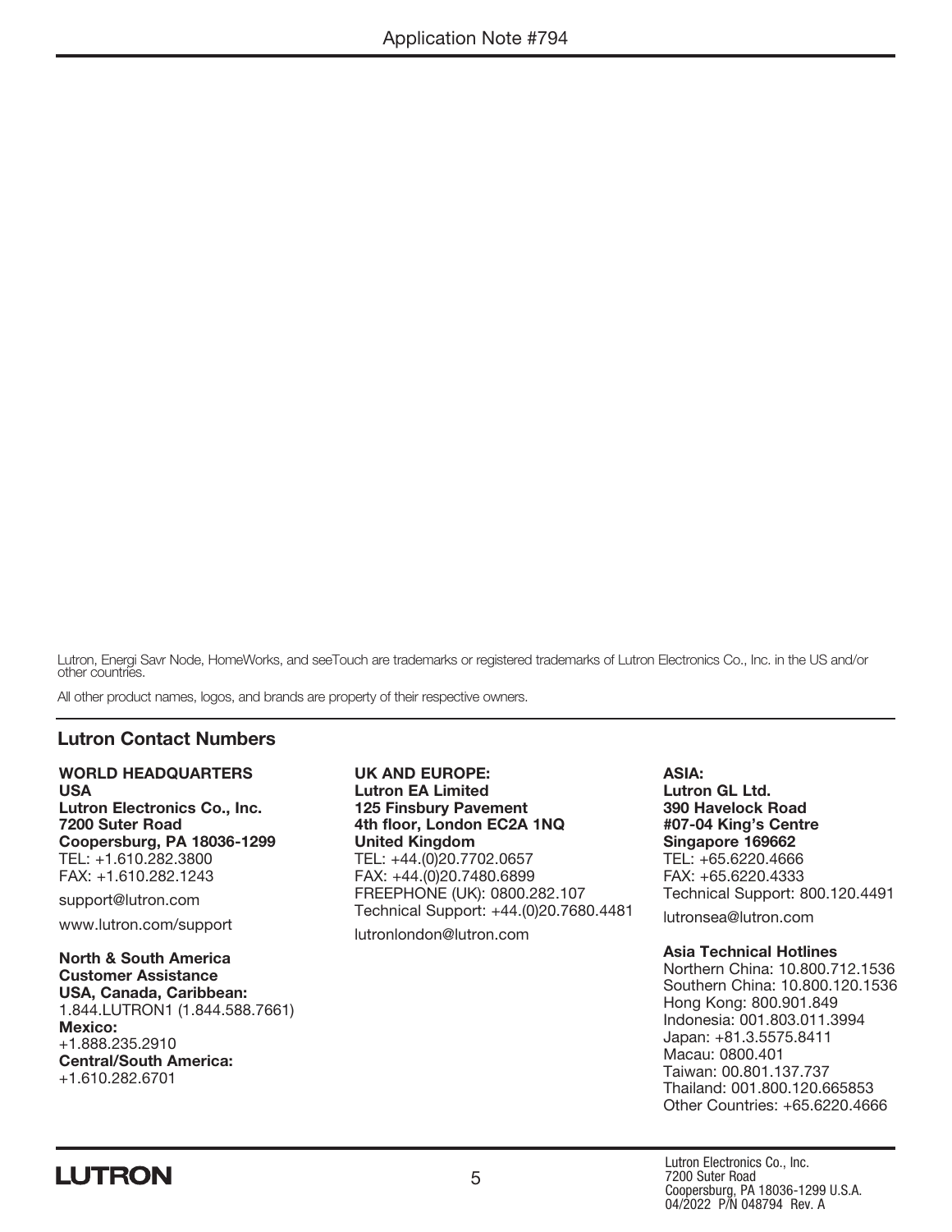Lutron, Energi Savr Node, HomeWorks, and seeTouch are trademarks or registered trademarks of Lutron Electronics Co., Inc. in the US and/or other countries.

All other product names, logos, and brands are property of their respective owners.

## Lutron Contact Numbers

**WORLD HEADQUARTERS**
**USA**
**Lutron Electronics Co., Inc.**
**7200 Suter Road**
**Coopersburg, PA 18036-1299**
TEL: +1.610.282.3800
FAX: +1.610.282.1243

support@lutron.com

www.lutron.com/support

**North & South America**
**Customer Assistance**
**USA, Canada, Caribbean:**
1.844.LUTRON1 (1.844.588.7661)
**Mexico:**
+1.888.235.2910
**Central/South America:**
+1.610.282.6701

**UK AND EUROPE:**
**Lutron EA Limited**
**125 Finsbury Pavement**
**4th floor, London EC2A 1NQ**
**United Kingdom**
TEL: +44.(0)20.7702.0657
FAX: +44.(0)20.7480.6899
FREEPHONE (UK): 0800.282.107
Technical Support: +44.(0)20.7680.4481

lutronlondon@lutron.com

**ASIA:**
**Lutron GL Ltd.**
**390 Havelock Road**
**#07-04 King's Centre**
**Singapore 169662**
TEL: +65.6220.4666
FAX: +65.6220.4333
Technical Support: 800.120.4491

lutronsea@lutron.com

**Asia Technical Hotlines**
Northern China: 10.800.712.1536
Southern China: 10.800.120.1536
Hong Kong: 800.901.849
Indonesia: 001.803.011.3994
Japan: +81.3.5575.8411
Macau: 0800.401
Taiwan: 00.801.137.737
Thailand: 001.800.120.665853
Other Countries: +65.6220.4666

LUTRON

Lutron Electronics Co., Inc.
7200 Suter Road
Coopersburg, PA 18036-1299 U.S.A.
04/2022 P/N 048794 Rev. A